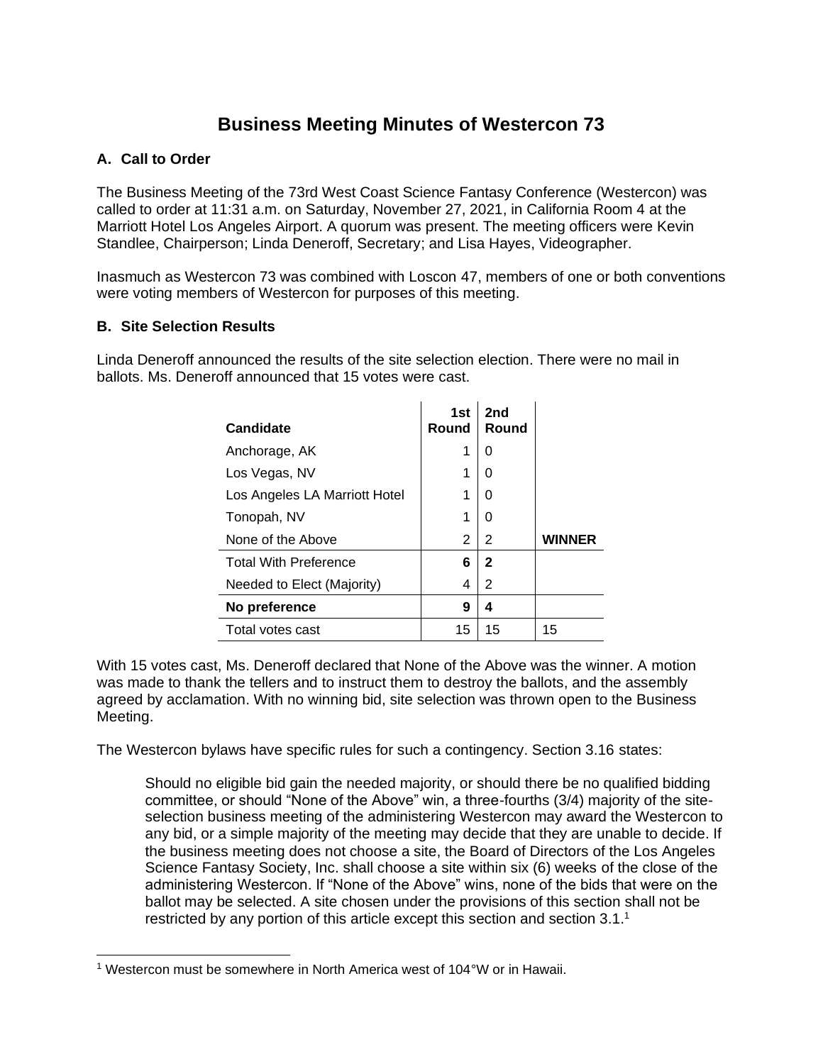# Business Meeting Minutes of Westercon 73

## A. Call to Order

The Business Meeting of the 73rd West Coast Science Fantasy Conference (Westercon) was called to order at 11:31 a.m. on Saturday, November 27, 2021, in California Room 4 at the Marriott Hotel Los Angeles Airport. A quorum was present. The meeting officers were Kevin Standlee, Chairperson; Linda Deneroff, Secretary; and Lisa Hayes, Videographer.

Inasmuch as Westercon 73 was combined with Loscon 47, members of one or both conventions were voting members of Westercon for purposes of this meeting.

## B. Site Selection Results

Linda Deneroff announced the results of the site selection election. There were no mail in ballots. Ms. Deneroff announced that 15 votes were cast.

| Candidate | 1st Round | 2nd Round | |
|---|---|---|---|
| Anchorage, AK | 1 | 0 | |
| Los Vegas, NV | 1 | 0 | |
| Los Angeles LA Marriott Hotel | 1 | 0 | |
| Tonopah, NV | 1 | 0 | |
| None of the Above | 2 | 2 | **WINNER** |
| Total With Preference | **6** | **2** | |
| Needed to Elect (Majority) | 4 | 2 | |
| **No preference** | **9** | **4** | |
| Total votes cast | 15 | 15 | 15 |

With 15 votes cast, Ms. Deneroff declared that None of the Above was the winner. A motion was made to thank the tellers and to instruct them to destroy the ballots, and the assembly agreed by acclamation. With no winning bid, site selection was thrown open to the Business Meeting.

The Westercon bylaws have specific rules for such a contingency. Section 3.16 states:

> Should no eligible bid gain the needed majority, or should there be no qualified bidding committee, or should "None of the Above" win, a three-fourths (3/4) majority of the site-selection business meeting of the administering Westercon may award the Westercon to any bid, or a simple majority of the meeting may decide that they are unable to decide. If the business meeting does not choose a site, the Board of Directors of the Los Angeles Science Fantasy Society, Inc. shall choose a site within six (6) weeks of the close of the administering Westercon. If "None of the Above" wins, none of the bids that were on the ballot may be selected. A site chosen under the provisions of this section shall not be restricted by any portion of this article except this section and section 3.1.[1]

[1] Westercon must be somewhere in North America west of 104°W or in Hawaii.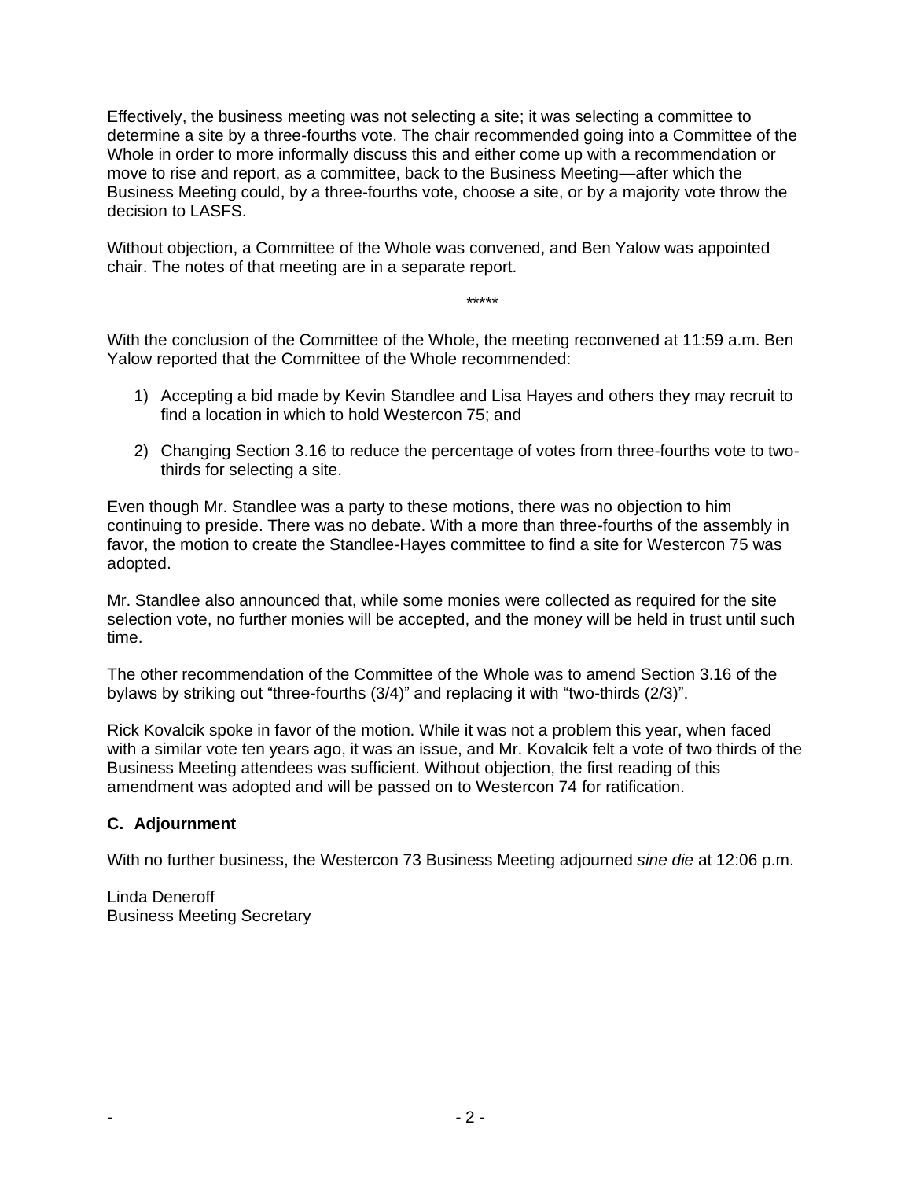Effectively, the business meeting was not selecting a site; it was selecting a committee to determine a site by a three-fourths vote. The chair recommended going into a Committee of the Whole in order to more informally discuss this and either come up with a recommendation or move to rise and report, as a committee, back to the Business Meeting—after which the Business Meeting could, by a three-fourths vote, choose a site, or by a majority vote throw the decision to LASFS.

Without objection, a Committee of the Whole was convened, and Ben Yalow was appointed chair. The notes of that meeting are in a separate report.

*****

With the conclusion of the Committee of the Whole, the meeting reconvened at 11:59 a.m. Ben Yalow reported that the Committee of the Whole recommended:

1) Accepting a bid made by Kevin Standlee and Lisa Hayes and others they may recruit to find a location in which to hold Westercon 75; and

2) Changing Section 3.16 to reduce the percentage of votes from three-fourths vote to two-thirds for selecting a site.

Even though Mr. Standlee was a party to these motions, there was no objection to him continuing to preside. There was no debate. With a more than three-fourths of the assembly in favor, the motion to create the Standlee-Hayes committee to find a site for Westercon 75 was adopted.

Mr. Standlee also announced that, while some monies were collected as required for the site selection vote, no further monies will be accepted, and the money will be held in trust until such time.

The other recommendation of the Committee of the Whole was to amend Section 3.16 of the bylaws by striking out "three-fourths (3/4)" and replacing it with "two-thirds (2/3)".

Rick Kovalcik spoke in favor of the motion. While it was not a problem this year, when faced with a similar vote ten years ago, it was an issue, and Mr. Kovalcik felt a vote of two thirds of the Business Meeting attendees was sufficient. Without objection, the first reading of this amendment was adopted and will be passed on to Westercon 74 for ratification.

### C. Adjournment

With no further business, the Westercon 73 Business Meeting adjourned *sine die* at 12:06 p.m.

Linda Deneroff
Business Meeting Secretary